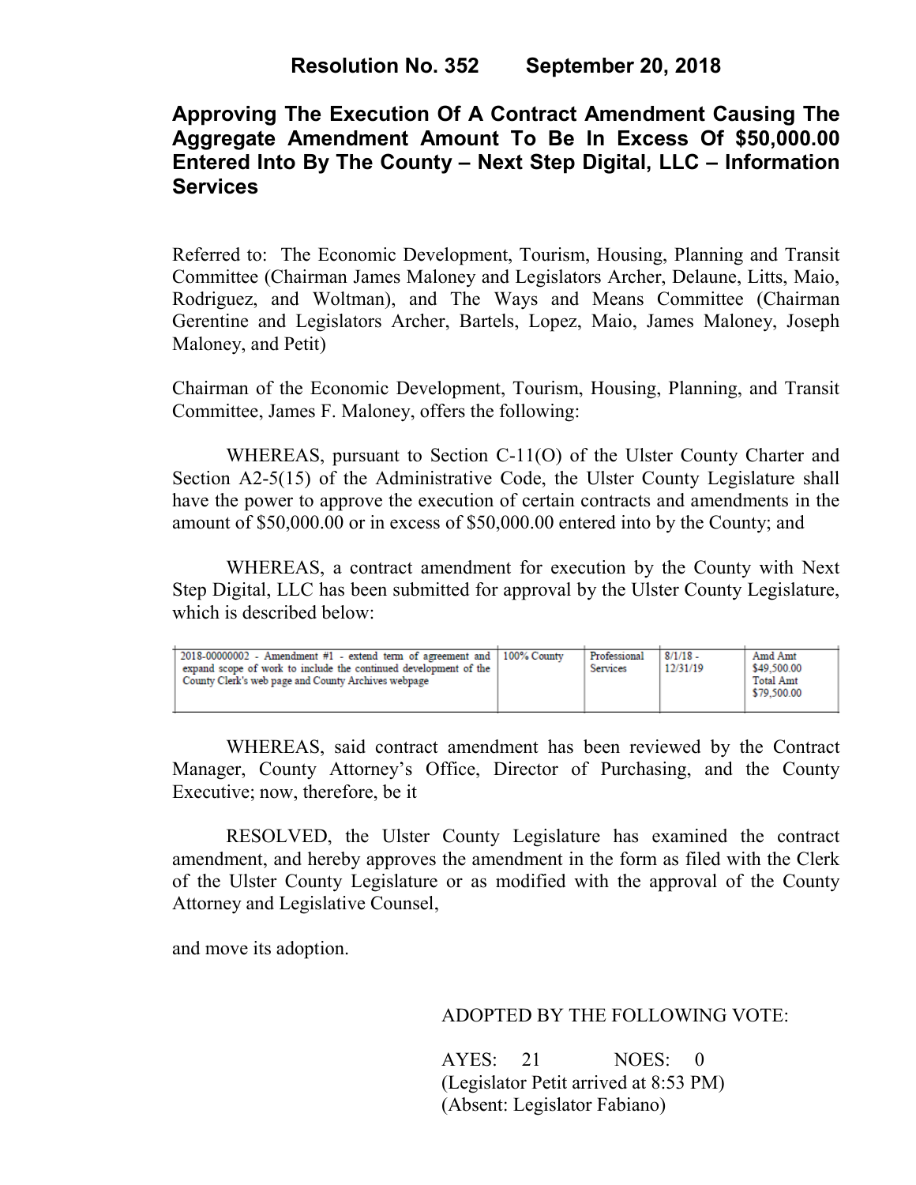**Resolution No. 352 September 20, 2018**

# Approving The Execution Of A Contract Amendment Causing The Aggregate Amendment Amount To Be In Excess Of $50,000.00 Entered Into By The County – Next Step Digital, LLC – Information Services

Referred to: The Economic Development, Tourism, Housing, Planning and Transit Committee (Chairman James Maloney and Legislators Archer, Delaune, Litts, Maio, Rodriguez, and Woltman), and The Ways and Means Committee (Chairman Gerentine and Legislators Archer, Bartels, Lopez, Maio, James Maloney, Joseph Maloney, and Petit)

Chairman of the Economic Development, Tourism, Housing, Planning, and Transit Committee, James F. Maloney, offers the following:

WHEREAS, pursuant to Section C-11(O) of the Ulster County Charter and Section A2-5(15) of the Administrative Code, the Ulster County Legislature shall have the power to approve the execution of certain contracts and amendments in the amount of $50,000.00 or in excess of $50,000.00 entered into by the County; and

WHEREAS, a contract amendment for execution by the County with Next Step Digital, LLC has been submitted for approval by the Ulster County Legislature, which is described below:

| | | | | |
|---|---|---|---|---|
| 2018-00000002 - Amendment #1 - extend term of agreement and expand scope of work to include the continued development of the County Clerk's web page and County Archives webpage | 100% County | Professional Services | 8/1/18 - 12/31/19 | Amd Amt $49,500.00 Total Amt $79,500.00 |

WHEREAS, said contract amendment has been reviewed by the Contract Manager, County Attorney's Office, Director of Purchasing, and the County Executive; now, therefore, be it

RESOLVED, the Ulster County Legislature has examined the contract amendment, and hereby approves the amendment in the form as filed with the Clerk of the Ulster County Legislature or as modified with the approval of the County Attorney and Legislative Counsel,

and move its adoption.

ADOPTED BY THE FOLLOWING VOTE:

AYES: 21 NOES: 0
(Legislator Petit arrived at 8:53 PM)
(Absent: Legislator Fabiano)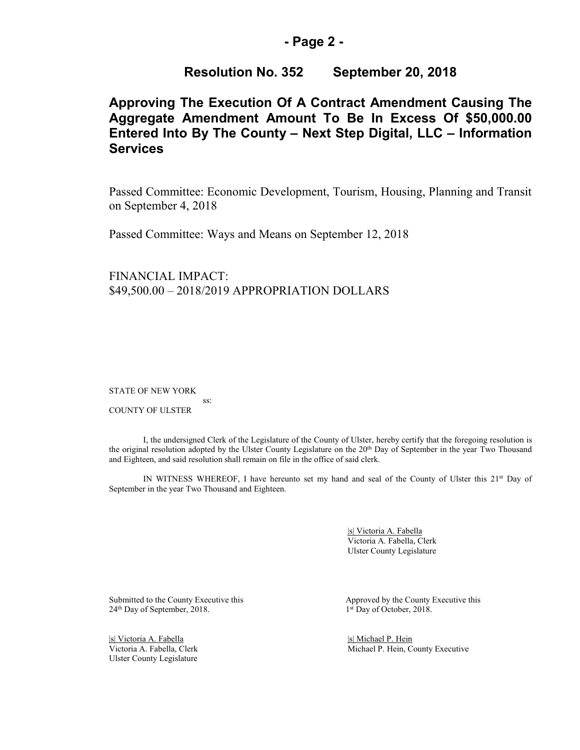## Resolution No. 352 September 20, 2018

## Approving The Execution Of A Contract Amendment Causing The Aggregate Amendment Amount To Be In Excess Of $50,000.00 Entered Into By The County – Next Step Digital, LLC – Information Services

Passed Committee: Economic Development, Tourism, Housing, Planning and Transit on September 4, 2018

Passed Committee: Ways and Means on September 12, 2018

FINANCIAL IMPACT:
$49,500.00 – 2018/2019 APPROPRIATION DOLLARS

STATE OF NEW YORK
ss:
COUNTY OF ULSTER

I, the undersigned Clerk of the Legislature of the County of Ulster, hereby certify that the foregoing resolution is the original resolution adopted by the Ulster County Legislature on the 20th Day of September in the year Two Thousand and Eighteen, and said resolution shall remain on file in the office of said clerk.

IN WITNESS WHEREOF, I have hereunto set my hand and seal of the County of Ulster this 21st Day of September in the year Two Thousand and Eighteen.

|s| Victoria A. Fabella
Victoria A. Fabella, Clerk
Ulster County Legislature

Submitted to the County Executive this 24th Day of September, 2018.

|s| Victoria A. Fabella
Victoria A. Fabella, Clerk
Ulster County Legislature

Approved by the County Executive this 1st Day of October, 2018.

|s| Michael P. Hein
Michael P. Hein, County Executive